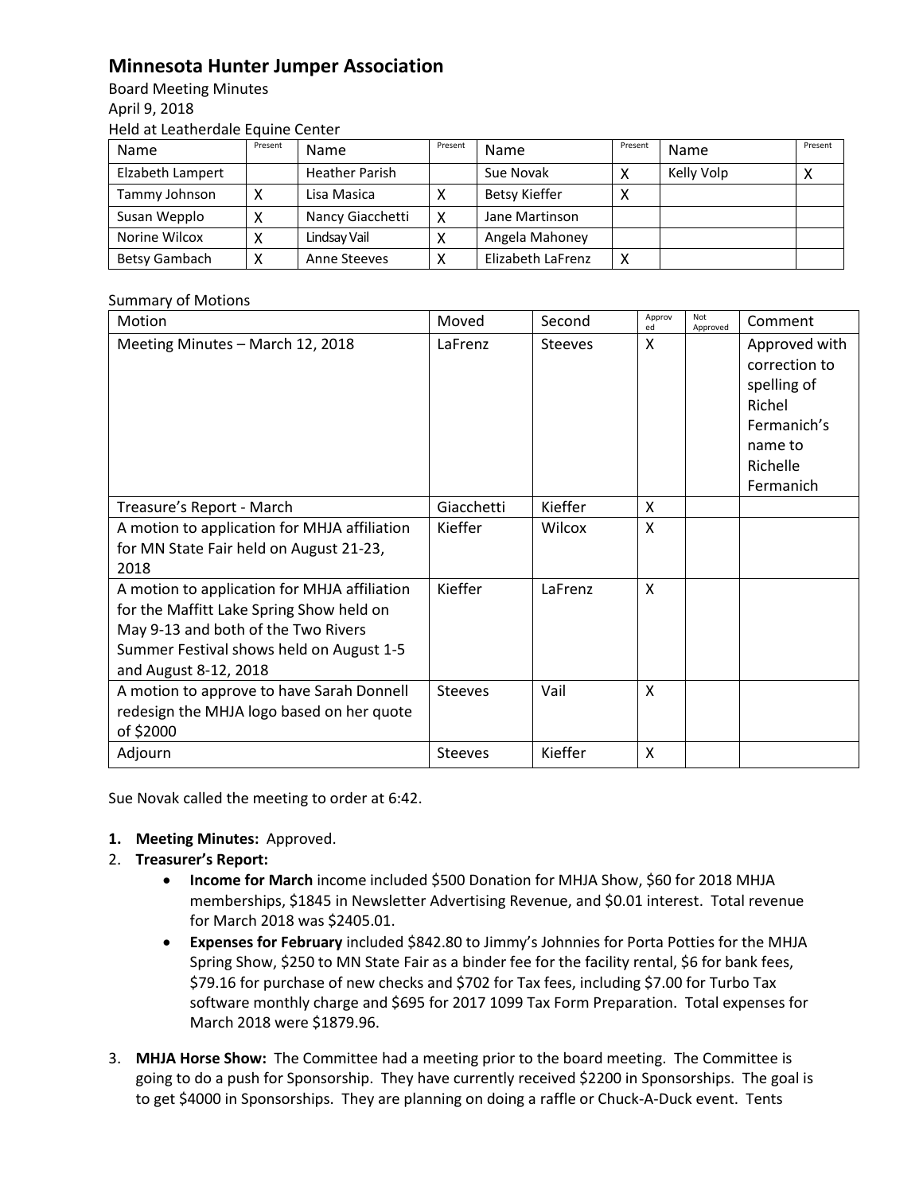# Minnesota Hunter Jumper Association

Board Meeting Minutes
April 9, 2018
Held at Leatherdale Equine Center

| Name | Present | Name | Present | Name | Present | Name | Present |
|---|---|---|---|---|---|---|---|
| Elzabeth Lampert | | Heather Parish | | Sue Novak | X | Kelly Volp | X |
| Tammy Johnson | X | Lisa Masica | X | Betsy Kieffer | X | | |
| Susan Wepplo | X | Nancy Giacchetti | X | Jane Martinson | | | |
| Norine Wilcox | X | Lindsay Vail | X | Angela Mahoney | | | |
| Betsy Gambach | X | Anne Steeves | X | Elizabeth LaFrenz | X | | |

Summary of Motions

| Motion | Moved | Second | Approved | Not Approved | Comment |
|---|---|---|---|---|---|
| Meeting Minutes – March 12, 2018 | LaFrenz | Steeves | X | | Approved with correction to spelling of Richel Fermanich's name to Richelle Fermanich |
| Treasure's Report - March | Giacchetti | Kieffer | X | | |
| A motion to application for MHJA affiliation for MN State Fair held on August 21-23, 2018 | Kieffer | Wilcox | X | | |
| A motion to application for MHJA affiliation for the Maffitt Lake Spring Show held on May 9-13 and both of the Two Rivers Summer Festival shows held on August 1-5 and August 8-12, 2018 | Kieffer | LaFrenz | X | | |
| A motion to approve to have Sarah Donnell redesign the MHJA logo based on her quote of $2000 | Steeves | Vail | X | | |
| Adjourn | Steeves | Kieffer | X | | |

Sue Novak called the meeting to order at 6:42.

1. **Meeting Minutes:** Approved.
2. **Treasurer's Report:**
   - **Income for March** income included $500 Donation for MHJA Show, $60 for 2018 MHJA memberships, $1845 in Newsletter Advertising Revenue, and $0.01 interest. Total revenue for March 2018 was $2405.01.
   - **Expenses for February** included $842.80 to Jimmy's Johnnies for Porta Potties for the MHJA Spring Show, $250 to MN State Fair as a binder fee for the facility rental, $6 for bank fees, $79.16 for purchase of new checks and $702 for Tax fees, including $7.00 for Turbo Tax software monthly charge and $695 for 2017 1099 Tax Form Preparation. Total expenses for March 2018 were $1879.96.
3. **MHJA Horse Show:** The Committee had a meeting prior to the board meeting. The Committee is going to do a push for Sponsorship. They have currently received $2200 in Sponsorships. The goal is to get $4000 in Sponsorships. They are planning on doing a raffle or Chuck-A-Duck event. Tents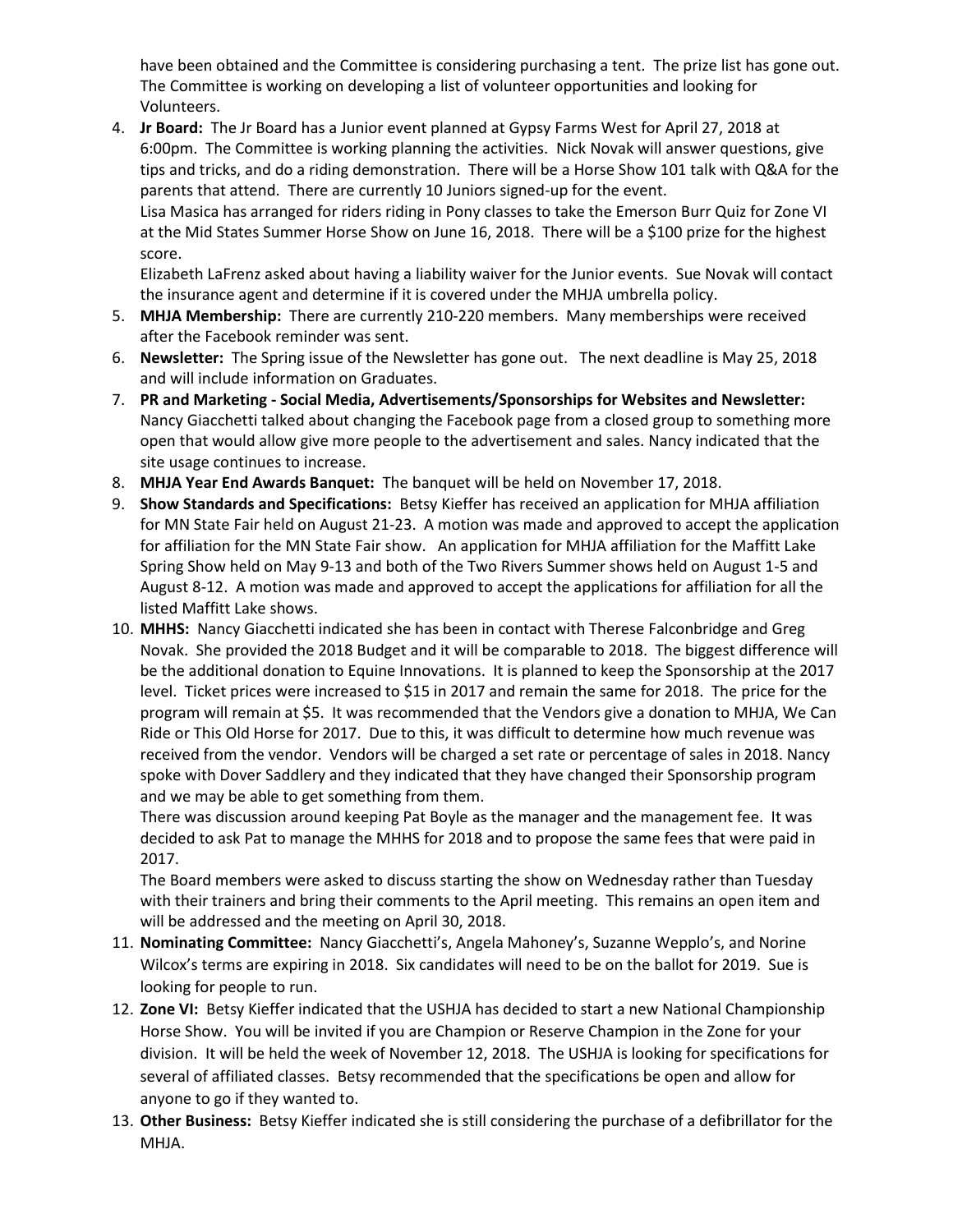have been obtained and the Committee is considering purchasing a tent. The prize list has gone out. The Committee is working on developing a list of volunteer opportunities and looking for Volunteers.

4. **Jr Board:** The Jr Board has a Junior event planned at Gypsy Farms West for April 27, 2018 at 6:00pm. The Committee is working planning the activities. Nick Novak will answer questions, give tips and tricks, and do a riding demonstration. There will be a Horse Show 101 talk with Q&A for the parents that attend. There are currently 10 Juniors signed-up for the event.
   Lisa Masica has arranged for riders riding in Pony classes to take the Emerson Burr Quiz for Zone VI at the Mid States Summer Horse Show on June 16, 2018. There will be a $100 prize for the highest score.
   Elizabeth LaFrenz asked about having a liability waiver for the Junior events. Sue Novak will contact the insurance agent and determine if it is covered under the MHJA umbrella policy.
5. **MHJA Membership:** There are currently 210-220 members. Many memberships were received after the Facebook reminder was sent.
6. **Newsletter:** The Spring issue of the Newsletter has gone out. The next deadline is May 25, 2018 and will include information on Graduates.
7. **PR and Marketing - Social Media, Advertisements/Sponsorships for Websites and Newsletter:** Nancy Giacchetti talked about changing the Facebook page from a closed group to something more open that would allow give more people to the advertisement and sales. Nancy indicated that the site usage continues to increase.
8. **MHJA Year End Awards Banquet:** The banquet will be held on November 17, 2018.
9. **Show Standards and Specifications:** Betsy Kieffer has received an application for MHJA affiliation for MN State Fair held on August 21-23. A motion was made and approved to accept the application for affiliation for the MN State Fair show. An application for MHJA affiliation for the Maffitt Lake Spring Show held on May 9-13 and both of the Two Rivers Summer shows held on August 1-5 and August 8-12. A motion was made and approved to accept the applications for affiliation for all the listed Maffitt Lake shows.
10. **MHHS:** Nancy Giacchetti indicated she has been in contact with Therese Falconbridge and Greg Novak. She provided the 2018 Budget and it will be comparable to 2018. The biggest difference will be the additional donation to Equine Innovations. It is planned to keep the Sponsorship at the 2017 level. Ticket prices were increased to $15 in 2017 and remain the same for 2018. The price for the program will remain at $5. It was recommended that the Vendors give a donation to MHJA, We Can Ride or This Old Horse for 2017. Due to this, it was difficult to determine how much revenue was received from the vendor. Vendors will be charged a set rate or percentage of sales in 2018. Nancy spoke with Dover Saddlery and they indicated that they have changed their Sponsorship program and we may be able to get something from them.
    There was discussion around keeping Pat Boyle as the manager and the management fee. It was decided to ask Pat to manage the MHHS for 2018 and to propose the same fees that were paid in 2017.
    The Board members were asked to discuss starting the show on Wednesday rather than Tuesday with their trainers and bring their comments to the April meeting. This remains an open item and will be addressed and the meeting on April 30, 2018.
11. **Nominating Committee:** Nancy Giacchetti's, Angela Mahoney's, Suzanne Wepplo's, and Norine Wilcox's terms are expiring in 2018. Six candidates will need to be on the ballot for 2019. Sue is looking for people to run.
12. **Zone VI:** Betsy Kieffer indicated that the USHJA has decided to start a new National Championship Horse Show. You will be invited if you are Champion or Reserve Champion in the Zone for your division. It will be held the week of November 12, 2018. The USHJA is looking for specifications for several of affiliated classes. Betsy recommended that the specifications be open and allow for anyone to go if they wanted to.
13. **Other Business:** Betsy Kieffer indicated she is still considering the purchase of a defibrillator for the MHJA.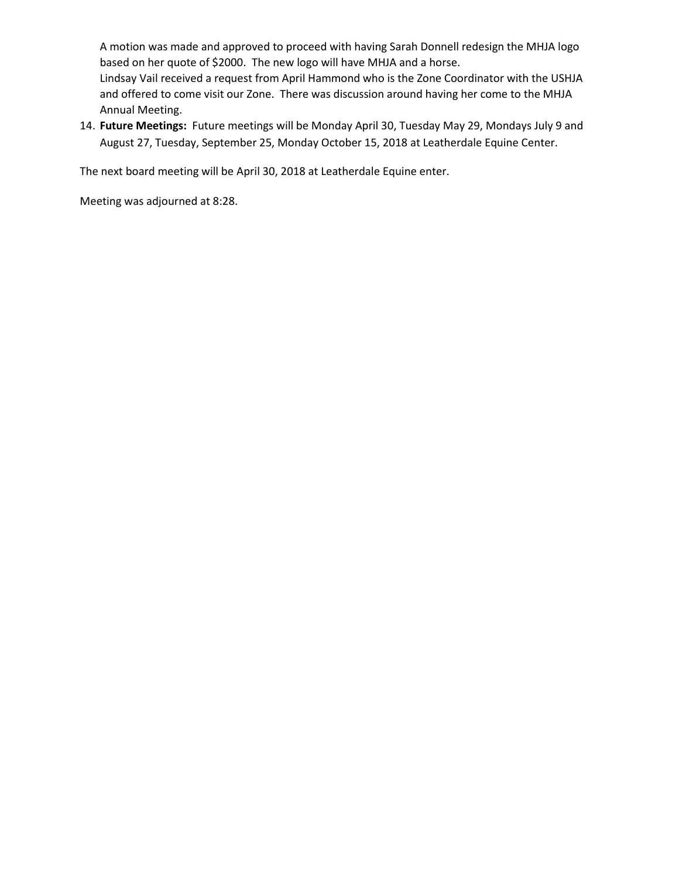A motion was made and approved to proceed with having Sarah Donnell redesign the MHJA logo based on her quote of $2000. The new logo will have MHJA and a horse.
Lindsay Vail received a request from April Hammond who is the Zone Coordinator with the USHJA and offered to come visit our Zone. There was discussion around having her come to the MHJA Annual Meeting.

14. **Future Meetings:** Future meetings will be Monday April 30, Tuesday May 29, Mondays July 9 and August 27, Tuesday, September 25, Monday October 15, 2018 at Leatherdale Equine Center.

The next board meeting will be April 30, 2018 at Leatherdale Equine enter.

Meeting was adjourned at 8:28.